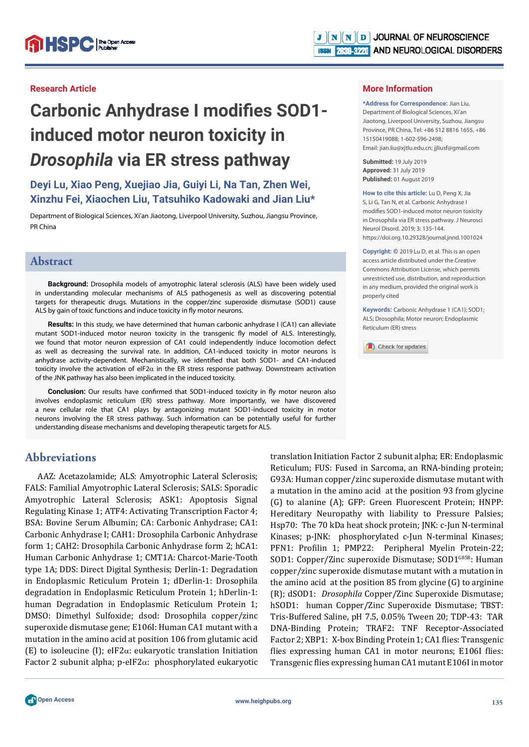Research Article

# Carbonic Anhydrase I modifies SOD1-induced motor neuron toxicity in *Drosophila* via ER stress pathway

**Deyi Lu, Xiao Peng, Xuejiao Jia, Guiyi Li, Na Tan, Zhen Wei, Xinzhu Fei, Xiaochen Liu, Tatsuhiko Kadowaki and Jian Liu***

Department of Biological Sciences, Xi'an Jiaotong, Liverpool University, Suzhou, Jiangsu Province, PR China

## More Information

***Address for Correspondence:** Jian Liu, Department of Biological Sciences, Xi'an Jiaotong, Liverpool University, Suzhou, Jiangsu Province, PR China, Tel: +86 512 8816 1655, +86 15150419088; 1-602-596-2498; Email: jian.liu@xjtlu.edu.cn; jjliusf@gmail.com

**Submitted:** 19 July 2019
**Approved:** 31 July 2019
**Published:** 01 August 2019

**How to cite this article:** Lu D, Peng X, Jia S, Li G, Tan N, et al. Carbonic Anhydrase I modifies SOD1-induced motor neuron toxicity in Drosophila via ER stress pathway. J Neurosci Neurol Disord. 2019; 3: 135-144. https://doi.org/10.29328/journal.jnnd.1001024

**Copyright:** © 2019 Lu D, et al. This is an open access article distributed under the Creative Commons Attribution License, which permits unrestricted use, distribution, and reproduction in any medium, provided the original work is properly cited

**Keywords:** Carbonic Anhydrase 1 (CA1); SOD1; ALS; Drosophila; Motor neuron; Endoplasmic Reticulum (ER) stress

## Abstract

**Background:** Drosophila models of amyotrophic lateral sclerosis (ALS) have been widely used in understanding molecular mechanisms of ALS pathogenesis as well as discovering potential targets for therapeutic drugs. Mutations in the copper/zinc superoxide dismutase (SOD1) cause ALS by gain of toxic functions and induce toxicity in fly motor neurons.

**Results:** In this study, we have determined that human carbonic anhydrase I (CA1) can alleviate mutant SOD1-induced motor neuron toxicity in the transgenic fly model of ALS. Interestingly, we found that motor neuron expression of CA1 could independently induce locomotion defect as well as decreasing the survival rate. In addition, CA1-induced toxicity in motor neurons is anhydrase activity-dependent. Mechanistically, we identified that both SOD1- and CA1-induced toxicity involve the activation of eIF2α in the ER stress response pathway. Downstream activation of the JNK pathway has also been implicated in the induced toxicity.

**Conclusion:** Our results have confirmed that SOD1-induced toxicity in fly motor neuron also involves endoplasmic reticulum (ER) stress pathway. More importantly, we have discovered a new cellular role that CA1 plays by antagonizing mutant SOD1-induced toxicity in motor neurons involving the ER stress pathway. Such information can be potentially useful for further understanding disease mechanisms and developing therapeutic targets for ALS.

## Abbreviations

AAZ: Acetazolamide; ALS: Amyotrophic Lateral Sclerosis; FALS: Familial Amyotrophic Lateral Sclerosis; SALS: Sporadic Amyotrophic Lateral Sclerosis; ASK1: Apoptosis Signal Regulating Kinase 1; ATF4: Activating Transcription Factor 4; BSA: Bovine Serum Albumin; CA: Carbonic Anhydrase; CA1: Carbonic Anhydrase I; CAH1: Drosophila Carbonic Anhydrase form 1; CAH2: Drosophila Carbonic Anhydrase form 2; hCA1: Human Carbonic Anhydrase 1; CMT1A: Charcot-Marie-Tooth type 1A; DDS: Direct Digital Synthesis; Derlin-1: Degradation in Endoplasmic Reticulum Protein 1; dDerlin-1: Drosophila degradation in Endoplasmic Reticulum Protein 1; hDerlin-1: human Degradation in Endoplasmic Reticulum Protein 1; DMSO: Dimethyl Sulfoxide; dsod: Drosophila copper/zinc superoxide dismutase gene; E106I: Human CA1 mutant with a mutation in the amino acid at position 106 from glutamic acid (E) to isoleucine (I); eIF2α: eukaryotic translation Initiation Factor 2 subunit alpha; p-eIF2α: phosphorylated eukaryotic translation Initiation Factor 2 subunit alpha; ER: Endoplasmic Reticulum; FUS: Fused in Sarcoma, an RNA-binding protein; G93A: Human copper/zinc superoxide dismutase mutant with a mutation in the amino acid at the position 93 from glycine (G) to alanine (A); GFP: Green Fluorescent Protein; HNPP: Hereditary Neuropathy with liability to Pressure Palsies; Hsp70: The 70 kDa heat shock protein; JNK: c-Jun N-terminal Kinases; p-JNK: phosphorylated c-Jun N-terminal Kinases; PFN1: Profilin 1; PMP22: Peripheral Myelin Protein-22; SOD1: Copper/Zinc superoxide Dismutase; SOD1$^{G85R}$: Human copper/zinc superoxide dismutase mutant with a mutation in the amino acid at the position 85 from glycine (G) to arginine (R); dSOD1: *Drosophila* Copper/Zinc Superoxide Dismutase; hSOD1: human Copper/Zinc Superoxide Dismutase; TBST: Tris-Buffered Saline, pH 7.5, 0.05% Tween 20; TDP-43: TAR DNA-Binding Protein; TRAF2: TNF Receptor-Associated Factor 2; XBP1: X-box Binding Protein 1; CA1 flies: Transgenic flies expressing human CA1 in motor neurons; E106I flies: Transgenic flies expressing human CA1 mutant E106I in motor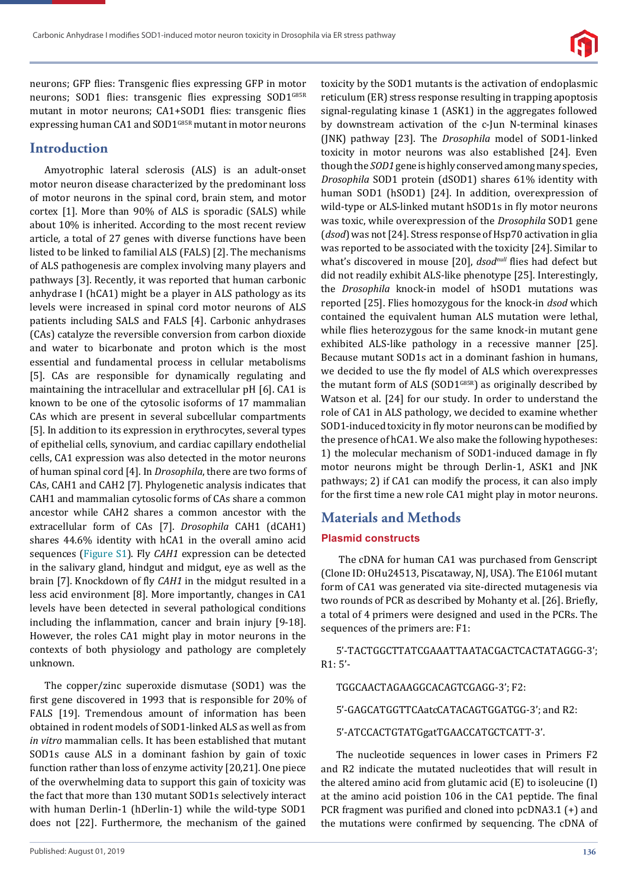neurons; GFP flies: Transgenic flies expressing GFP in motor neurons; SOD1 flies: transgenic flies expressing SOD1[G85R] mutant in motor neurons; CA1+SOD1 flies: transgenic flies expressing human CA1 and SOD1[G85R] mutant in motor neurons

## Introduction

Amyotrophic lateral sclerosis (ALS) is an adult-onset motor neuron disease characterized by the predominant loss of motor neurons in the spinal cord, brain stem, and motor cortex [1]. More than 90% of ALS is sporadic (SALS) while about 10% is inherited. According to the most recent review article, a total of 27 genes with diverse functions have been listed to be linked to familial ALS (FALS) [2]. The mechanisms of ALS pathogenesis are complex involving many players and pathways [3]. Recently, it was reported that human carbonic anhydrase I (hCA1) might be a player in ALS pathology as its levels were increased in spinal cord motor neurons of ALS patients including SALS and FALS [4]. Carbonic anhydrases (CAs) catalyze the reversible conversion from carbon dioxide and water to bicarbonate and proton which is the most essential and fundamental process in cellular metabolisms [5]. CAs are responsible for dynamically regulating and maintaining the intracellular and extracellular pH [6]. CA1 is known to be one of the cytosolic isoforms of 17 mammalian CAs which are present in several subcellular compartments [5]. In addition to its expression in erythrocytes, several types of epithelial cells, synovium, and cardiac capillary endothelial cells, CA1 expression was also detected in the motor neurons of human spinal cord [4]. In *Drosophila*, there are two forms of CAs, CAH1 and CAH2 [7]. Phylogenetic analysis indicates that CAH1 and mammalian cytosolic forms of CAs share a common ancestor while CAH2 shares a common ancestor with the extracellular form of CAs [7]. *Drosophila* CAH1 (dCAH1) shares 44.6% identity with hCA1 in the overall amino acid sequences (Figure S1). Fly *CAH1* expression can be detected in the salivary gland, hindgut and midgut, eye as well as the brain [7]. Knockdown of fly *CAH1* in the midgut resulted in a less acid environment [8]. More importantly, changes in CA1 levels have been detected in several pathological conditions including the inflammation, cancer and brain injury [9-18]. However, the roles CA1 might play in motor neurons in the contexts of both physiology and pathology are completely unknown.

The copper/zinc superoxide dismutase (SOD1) was the first gene discovered in 1993 that is responsible for 20% of FALS [19]. Tremendous amount of information has been obtained in rodent models of SOD1-linked ALS as well as from *in vitro* mammalian cells. It has been established that mutant SOD1s cause ALS in a dominant fashion by gain of toxic function rather than loss of enzyme activity [20,21]. One piece of the overwhelming data to support this gain of toxicity was the fact that more than 130 mutant SOD1s selectively interact with human Derlin-1 (hDerlin-1) while the wild-type SOD1 does not [22]. Furthermore, the mechanism of the gained toxicity by the SOD1 mutants is the activation of endoplasmic reticulum (ER) stress response resulting in trapping apoptosis signal-regulating kinase 1 (ASK1) in the aggregates followed by downstream activation of the c-Jun N-terminal kinases (JNK) pathway [23]. The *Drosophila* model of SOD1-linked toxicity in motor neurons was also established [24]. Even though the *SOD1* gene is highly conserved among many species, *Drosophila* SOD1 protein (dSOD1) shares 61% identity with human SOD1 (hSOD1) [24]. In addition, overexpression of wild-type or ALS-linked mutant hSOD1s in fly motor neurons was toxic, while overexpression of the *Drosophila* SOD1 gene (*dsod*) was not [24]. Stress response of Hsp70 activation in glia was reported to be associated with the toxicity [24]. Similar to what's discovered in mouse [20], *dsod*[null] flies had defect but did not readily exhibit ALS-like phenotype [25]. Interestingly, the *Drosophila* knock-in model of hSOD1 mutations was reported [25]. Flies homozygous for the knock-in *dsod* which contained the equivalent human ALS mutation were lethal, while flies heterozygous for the same knock-in mutant gene exhibited ALS-like pathology in a recessive manner [25]. Because mutant SOD1s act in a dominant fashion in humans, we decided to use the fly model of ALS which overexpresses the mutant form of ALS (SOD1[G85R]) as originally described by Watson et al. [24] for our study. In order to understand the role of CA1 in ALS pathology, we decided to examine whether SOD1-induced toxicity in fly motor neurons can be modified by the presence of hCA1. We also make the following hypotheses: 1) the molecular mechanism of SOD1-induced damage in fly motor neurons might be through Derlin-1, ASK1 and JNK pathways; 2) if CA1 can modify the process, it can also imply for the first time a new role CA1 might play in motor neurons.

## Materials and Methods

### Plasmid constructs

The cDNA for human CA1 was purchased from Genscript (Clone ID: OHu24513, Piscataway, NJ, USA). The E106I mutant form of CA1 was generated via site-directed mutagenesis via two rounds of PCR as described by Mohanty et al. [26]. Briefly, a total of 4 primers were designed and used in the PCRs. The sequences of the primers are: F1:

5'-TACTGGCTTATCGAAATTAATACGACTCACTATAGGG-3'; R1: 5'-

TGGCAACTAGAAGGCACAGTCGAGG-3'; F2:

5'-GAGCATGGTTCAatcCATACAGTGGATGG-3'; and R2:

5'-ATCCACTGTATGgatTGAACCATGCTCATT-3'.

The nucleotide sequences in lower cases in Primers F2 and R2 indicate the mutated nucleotides that will result in the altered amino acid from glutamic acid (E) to isoleucine (I) at the amino acid poistion 106 in the CA1 peptide. The final PCR fragment was purified and cloned into pcDNA3.1 (+) and the mutations were confirmed by sequencing. The cDNA of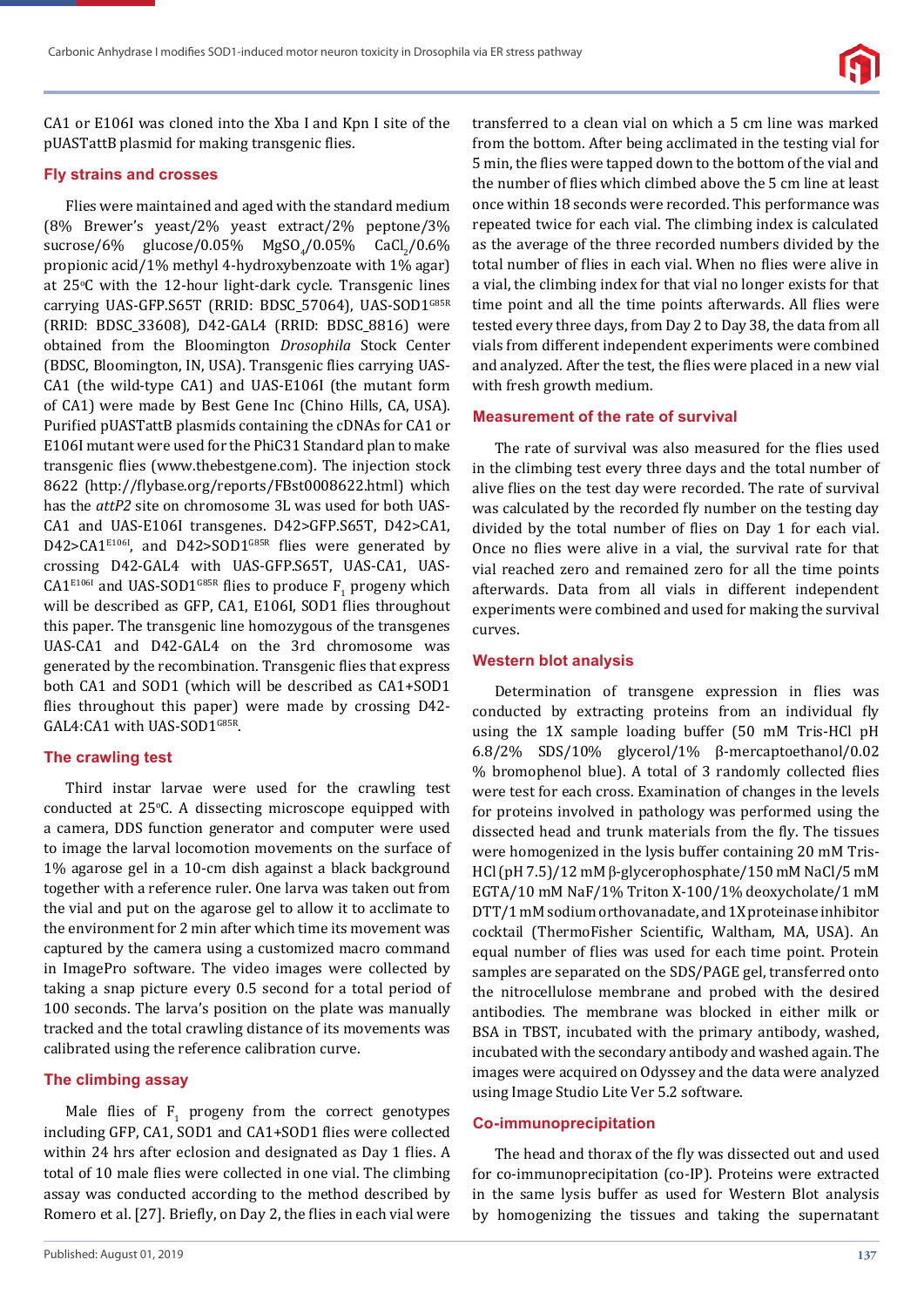CA1 or E106I was cloned into the Xba I and Kpn I site of the pUASTattB plasmid for making transgenic flies.

## Fly strains and crosses

Flies were maintained and aged with the standard medium (8% Brewer's yeast/2% yeast extract/2% peptone/3% sucrose/6% glucose/0.05% $MgSO_4$/0.05% $CaCl_2$/0.6% propionic acid/1% methyl 4-hydroxybenzoate with 1% agar) at 25°C with the 12-hour light-dark cycle. Transgenic lines carrying UAS-GFP.S65T (RRID: BDSC_57064), UAS-SOD1$^{G85R}$ (RRID: BDSC_33608), D42-GAL4 (RRID: BDSC_8816) were obtained from the Bloomington *Drosophila* Stock Center (BDSC, Bloomington, IN, USA). Transgenic flies carrying UAS-CA1 (the wild-type CA1) and UAS-E106I (the mutant form of CA1) were made by Best Gene Inc (Chino Hills, CA, USA). Purified pUASTattB plasmids containing the cDNAs for CA1 or E106I mutant were used for the PhiC31 Standard plan to make transgenic flies (www.thebestgene.com). The injection stock 8622 (http://flybase.org/reports/FBst0008622.html) which has the *attP2* site on chromosome 3L was used for both UAS-CA1 and UAS-E106I transgenes. D42>GFP.S65T, D42>CA1, D42>CA1$^{E106I}$, and D42>SOD1$^{G85R}$ flies were generated by crossing D42-GAL4 with UAS-GFP.S65T, UAS-CA1, UAS-CA1$^{E106I}$ and UAS-SOD1$^{G85R}$ flies to produce $F_1$ progeny which will be described as GFP, CA1, E106I, SOD1 flies throughout this paper. The transgenic line homozygous of the transgenes UAS-CA1 and D42-GAL4 on the 3rd chromosome was generated by the recombination. Transgenic flies that express both CA1 and SOD1 (which will be described as CA1+SOD1 flies throughout this paper) were made by crossing D42-GAL4:CA1 with UAS-SOD1$^{G85R}$.

## The crawling test

Third instar larvae were used for the crawling test conducted at 25°C. A dissecting microscope equipped with a camera, DDS function generator and computer were used to image the larval locomotion movements on the surface of 1% agarose gel in a 10-cm dish against a black background together with a reference ruler. One larva was taken out from the vial and put on the agarose gel to allow it to acclimate to the environment for 2 min after which time its movement was captured by the camera using a customized macro command in ImagePro software. The video images were collected by taking a snap picture every 0.5 second for a total period of 100 seconds. The larva's position on the plate was manually tracked and the total crawling distance of its movements was calibrated using the reference calibration curve.

## The climbing assay

Male flies of $F_1$ progeny from the correct genotypes including GFP, CA1, SOD1 and CA1+SOD1 flies were collected within 24 hrs after eclosion and designated as Day 1 flies. A total of 10 male flies were collected in one vial. The climbing assay was conducted according to the method described by Romero et al. [27]. Briefly, on Day 2, the flies in each vial were transferred to a clean vial on which a 5 cm line was marked from the bottom. After being acclimated in the testing vial for 5 min, the flies were tapped down to the bottom of the vial and the number of flies which climbed above the 5 cm line at least once within 18 seconds were recorded. This performance was repeated twice for each vial. The climbing index is calculated as the average of the three recorded numbers divided by the total number of flies in each vial. When no flies were alive in a vial, the climbing index for that vial no longer exists for that time point and all the time points afterwards. All flies were tested every three days, from Day 2 to Day 38, the data from all vials from different independent experiments were combined and analyzed. After the test, the flies were placed in a new vial with fresh growth medium.

## Measurement of the rate of survival

The rate of survival was also measured for the flies used in the climbing test every three days and the total number of alive flies on the test day were recorded. The rate of survival was calculated by the recorded fly number on the testing day divided by the total number of flies on Day 1 for each vial. Once no flies were alive in a vial, the survival rate for that vial reached zero and remained zero for all the time points afterwards. Data from all vials in different independent experiments were combined and used for making the survival curves.

## Western blot analysis

Determination of transgene expression in flies was conducted by extracting proteins from an individual fly using the 1X sample loading buffer (50 mM Tris-HCl pH 6.8/2% SDS/10% glycerol/1% β-mercaptoethanol/0.02 % bromophenol blue). A total of 3 randomly collected flies were test for each cross. Examination of changes in the levels for proteins involved in pathology was performed using the dissected head and trunk materials from the fly. The tissues were homogenized in the lysis buffer containing 20 mM Tris-HCl (pH 7.5)/12 mM β-glycerophosphate/150 mM NaCl/5 mM EGTA/10 mM NaF/1% Triton X-100/1% deoxycholate/1 mM DTT/1 mM sodium orthovanadate, and 1X proteinase inhibitor cocktail (ThermoFisher Scientific, Waltham, MA, USA). An equal number of flies was used for each time point. Protein samples are separated on the SDS/PAGE gel, transferred onto the nitrocellulose membrane and probed with the desired antibodies. The membrane was blocked in either milk or BSA in TBST, incubated with the primary antibody, washed, incubated with the secondary antibody and washed again. The images were acquired on Odyssey and the data were analyzed using Image Studio Lite Ver 5.2 software.

## Co-immunoprecipitation

The head and thorax of the fly was dissected out and used for co-immunoprecipitation (co-IP). Proteins were extracted in the same lysis buffer as used for Western Blot analysis by homogenizing the tissues and taking the supernatant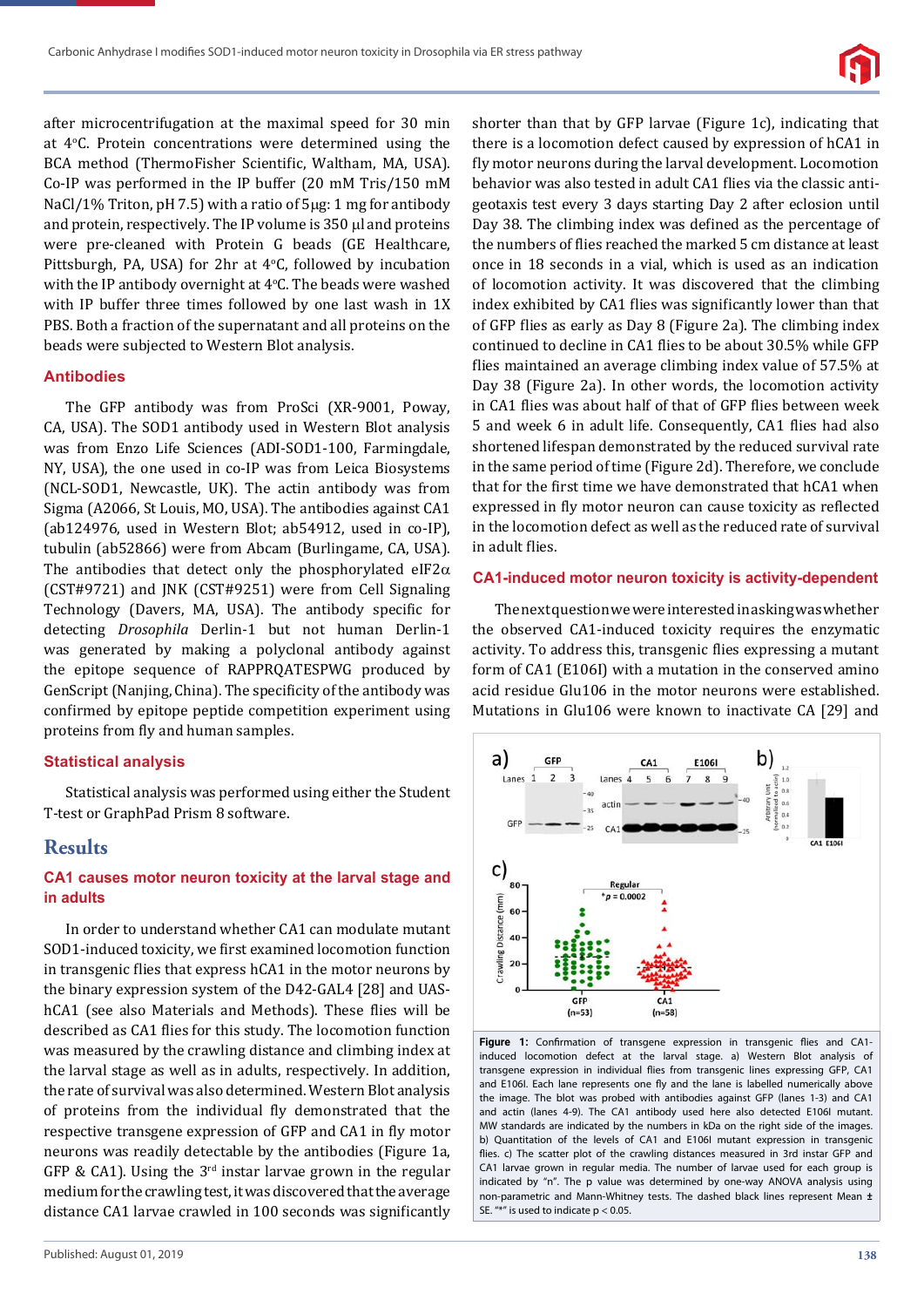after microcentrifugation at the maximal speed for 30 min at 4°C. Protein concentrations were determined using the BCA method (ThermoFisher Scientific, Waltham, MA, USA). Co-IP was performed in the IP buffer (20 mM Tris/150 mM NaCl/1% Triton, pH 7.5) with a ratio of 5µg: 1 mg for antibody and protein, respectively. The IP volume is 350 µl and proteins were pre-cleaned with Protein G beads (GE Healthcare, Pittsburgh, PA, USA) for 2hr at 4°C, followed by incubation with the IP antibody overnight at 4°C. The beads were washed with IP buffer three times followed by one last wash in 1X PBS. Both a fraction of the supernatant and all proteins on the beads were subjected to Western Blot analysis.

### Antibodies

The GFP antibody was from ProSci (XR-9001, Poway, CA, USA). The SOD1 antibody used in Western Blot analysis was from Enzo Life Sciences (ADI-SOD1-100, Farmingdale, NY, USA), the one used in co-IP was from Leica Biosystems (NCL-SOD1, Newcastle, UK). The actin antibody was from Sigma (A2066, St Louis, MO, USA). The antibodies against CA1 (ab124976, used in Western Blot; ab54912, used in co-IP), tubulin (ab52866) were from Abcam (Burlingame, CA, USA). The antibodies that detect only the phosphorylated eIF2α (CST#9721) and JNK (CST#9251) were from Cell Signaling Technology (Davers, MA, USA). The antibody specific for detecting *Drosophila* Derlin-1 but not human Derlin-1 was generated by making a polyclonal antibody against the epitope sequence of RAPPRQATESPWG produced by GenScript (Nanjing, China). The specificity of the antibody was confirmed by epitope peptide competition experiment using proteins from fly and human samples.

### Statistical analysis

Statistical analysis was performed using either the Student T-test or GraphPad Prism 8 software.

## Results

### CA1 causes motor neuron toxicity at the larval stage and in adults

In order to understand whether CA1 can modulate mutant SOD1-induced toxicity, we first examined locomotion function in transgenic flies that express hCA1 in the motor neurons by the binary expression system of the D42-GAL4 [28] and UAS-hCA1 (see also Materials and Methods). These flies will be described as CA1 flies for this study. The locomotion function was measured by the crawling distance and climbing index at the larval stage as well as in adults, respectively. In addition, the rate of survival was also determined. Western Blot analysis of proteins from the individual fly demonstrated that the respective transgene expression of GFP and CA1 in fly motor neurons was readily detectable by the antibodies (Figure 1a, GFP & CA1). Using the 3rd instar larvae grown in the regular medium for the crawling test, it was discovered that the average distance CA1 larvae crawled in 100 seconds was significantly shorter than that by GFP larvae (Figure 1c), indicating that there is a locomotion defect caused by expression of hCA1 in fly motor neurons during the larval development. Locomotion behavior was also tested in adult CA1 flies via the classic anti-geotaxis test every 3 days starting Day 2 after eclosion until Day 38. The climbing index was defined as the percentage of the numbers of flies reached the marked 5 cm distance at least once in 18 seconds in a vial, which is used as an indication of locomotion activity. It was discovered that the climbing index exhibited by CA1 flies was significantly lower than that of GFP flies as early as Day 8 (Figure 2a). The climbing index continued to decline in CA1 flies to be about 30.5% while GFP flies maintained an average climbing index value of 57.5% at Day 38 (Figure 2a). In other words, the locomotion activity in CA1 flies was about half of that of GFP flies between week 5 and week 6 in adult life. Consequently, CA1 flies had also shortened lifespan demonstrated by the reduced survival rate in the same period of time (Figure 2d). Therefore, we conclude that for the first time we have demonstrated that hCA1 when expressed in fly motor neuron can cause toxicity as reflected in the locomotion defect as well as the reduced rate of survival in adult flies.

### CA1-induced motor neuron toxicity is activity-dependent

The next question we were interested in asking was whether the observed CA1-induced toxicity requires the enzymatic activity. To address this, transgenic flies expressing a mutant form of CA1 (E106I) with a mutation in the conserved amino acid residue Glu106 in the motor neurons were established. Mutations in Glu106 were known to inactivate CA [29] and

**Figure 1:** Confirmation of transgene expression in transgenic flies and CA1-induced locomotion defect at the larval stage. a) Western Blot analysis of transgene expression in individual flies from transgenic lines expressing GFP, CA1 and E106I. Each lane represents one fly and the lane is labelled numerically above the image. The blot was probed with antibodies against GFP (lanes 1-3) and CA1 and actin (lanes 4-9). The CA1 antibody used here also detected E106I mutant. MW standards are indicated by the numbers in kDa on the right side of the images. b) Quantitation of the levels of CA1 and E106I mutant expression in transgenic flies. c) The scatter plot of the crawling distances measured in 3rd instar GFP and CA1 larvae grown in regular media. The number of larvae used for each group is indicated by "n". The p value was determined by one-way ANOVA analysis using non-parametric and Mann-Whitney tests. The dashed black lines represent Mean ± SE. "*" is used to indicate p < 0.05.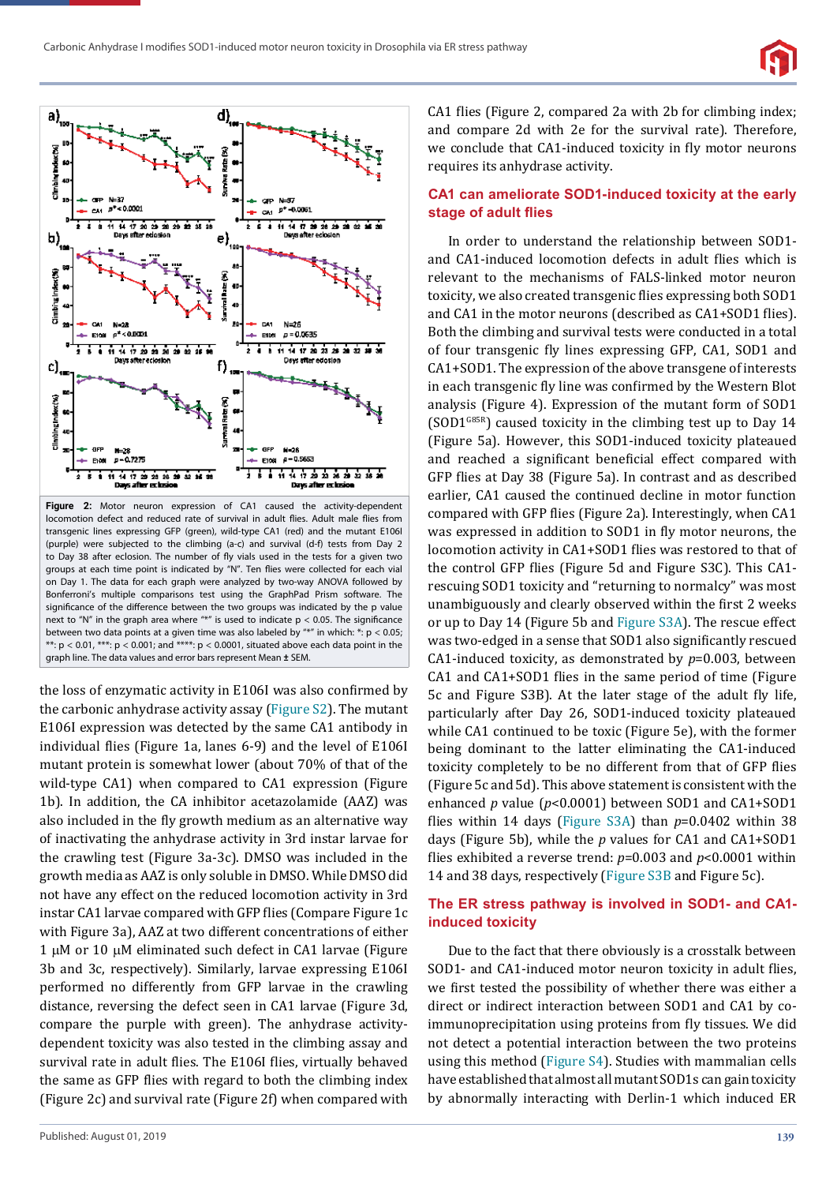Figure 2: Motor neuron expression of CA1 caused the activity-dependent locomotion defect and reduced rate of survival in adult flies. Adult male flies from transgenic lines expressing GFP (green), wild-type CA1 (red) and mutant E106I (purple) were subjected to the climbing (a-c) and survival (d-f) tests from Day 2 to Day 38 after eclosion. The number of fly vials used in the tests for a given two groups at each time point is indicated by "N". Ten flies were collected for each vial on Day 1. The data for each graph were analyzed by two-way ANOVA followed by Bonferroni's multiple comparisons test using the GraphPad Prism software. The significance of the difference between the two groups was indicated by the p value next to "N" in the graph area where "*" is used to indicate p < 0.05. The significance between two data points at a given time was also labeled by "*" in which: *: p < 0.05; **: p < 0.01, ***: p < 0.001; and ****: p < 0.0001, situated above each data point in the graph line. The data values and error bars represent Mean ± SEM.

the loss of enzymatic activity in E106I was also confirmed by the carbonic anhydrase activity assay (Figure S2). The mutant E106I expression was detected by the same CA1 antibody in individual flies (Figure 1a, lanes 6-9) and the level of E106I mutant protein is somewhat lower (about 70% of that of the wild-type CA1) when compared to CA1 expression (Figure 1b). In addition, the CA inhibitor acetazolamide (AAZ) was also included in the fly growth medium as an alternative way of inactivating the anhydrase activity in 3rd instar larvae for the crawling test (Figure 3a-3c). DMSO was included in the growth media as AAZ is only soluble in DMSO. While DMSO did not have any effect on the reduced locomotion activity in 3rd instar CA1 larvae compared with GFP flies (Compare Figure 1c with Figure 3a), AAZ at two different concentrations of either 1 μM or 10 μM eliminated such defect in CA1 larvae (Figure 3b and 3c, respectively). Similarly, larvae expressing E106I performed no differently from GFP larvae in the crawling distance, reversing the defect seen in CA1 larvae (Figure 3d, compare the purple with green). The anhydrase activity-dependent toxicity was also tested in the climbing assay and survival rate in adult flies. The E106I flies, virtually behaved the same as GFP flies with regard to both the climbing index (Figure 2c) and survival rate (Figure 2f) when compared with CA1 flies (Figure 2, compared 2a with 2b for climbing index; and compare 2d with 2e for the survival rate). Therefore, we conclude that CA1-induced toxicity in fly motor neurons requires its anhydrase activity.

## CA1 can ameliorate SOD1-induced toxicity at the early stage of adult flies

In order to understand the relationship between SOD1- and CA1-induced locomotion defects in adult flies which is relevant to the mechanisms of FALS-linked motor neuron toxicity, we also created transgenic flies expressing both SOD1 and CA1 in the motor neurons (described as CA1+SOD1 flies). Both the climbing and survival tests were conducted in a total of four transgenic fly lines expressing GFP, CA1, SOD1 and CA1+SOD1. The expression of the above transgene of interests in each transgenic fly line was confirmed by the Western Blot analysis (Figure 4). Expression of the mutant form of SOD1 (SOD1$^{G85R}$) caused toxicity in the climbing test up to Day 14 (Figure 5a). However, this SOD1-induced toxicity plateaued and reached a significant beneficial effect compared with GFP flies at Day 38 (Figure 5a). In contrast and as described earlier, CA1 caused the continued decline in motor function compared with GFP flies (Figure 2a). Interestingly, when CA1 was expressed in addition to SOD1 in fly motor neurons, the locomotion activity in CA1+SOD1 flies was restored to that of the control GFP flies (Figure 5d and Figure S3C). This CA1-rescuing SOD1 toxicity and "returning to normalcy" was most unambiguously and clearly observed within the first 2 weeks or up to Day 14 (Figure 5b and Figure S3A). The rescue effect was two-edged in a sense that SOD1 also significantly rescued CA1-induced toxicity, as demonstrated by *p*=0.003, between CA1 and CA1+SOD1 flies in the same period of time (Figure 5c and Figure S3B). At the later stage of the adult fly life, particularly after Day 26, SOD1-induced toxicity plateaued while CA1 continued to be toxic (Figure 5e), with the former being dominant to the latter eliminating the CA1-induced toxicity completely to be no different from that of GFP flies (Figure 5c and 5d). This above statement is consistent with the enhanced *p* value (*p*<0.0001) between SOD1 and CA1+SOD1 flies within 14 days (Figure S3A) than *p*=0.0402 within 38 days (Figure 5b), while the *p* values for CA1 and CA1+SOD1 flies exhibited a reverse trend: *p*=0.003 and *p*<0.0001 within 14 and 38 days, respectively (Figure S3B and Figure 5c).

## The ER stress pathway is involved in SOD1- and CA1-induced toxicity

Due to the fact that there obviously is a crosstalk between SOD1- and CA1-induced motor neuron toxicity in adult flies, we first tested the possibility of whether there was either a direct or indirect interaction between SOD1 and CA1 by co-immunoprecipitation using proteins from fly tissues. We did not detect a potential interaction between the two proteins using this method (Figure S4). Studies with mammalian cells have established that almost all mutant SOD1s can gain toxicity by abnormally interacting with Derlin-1 which induced ER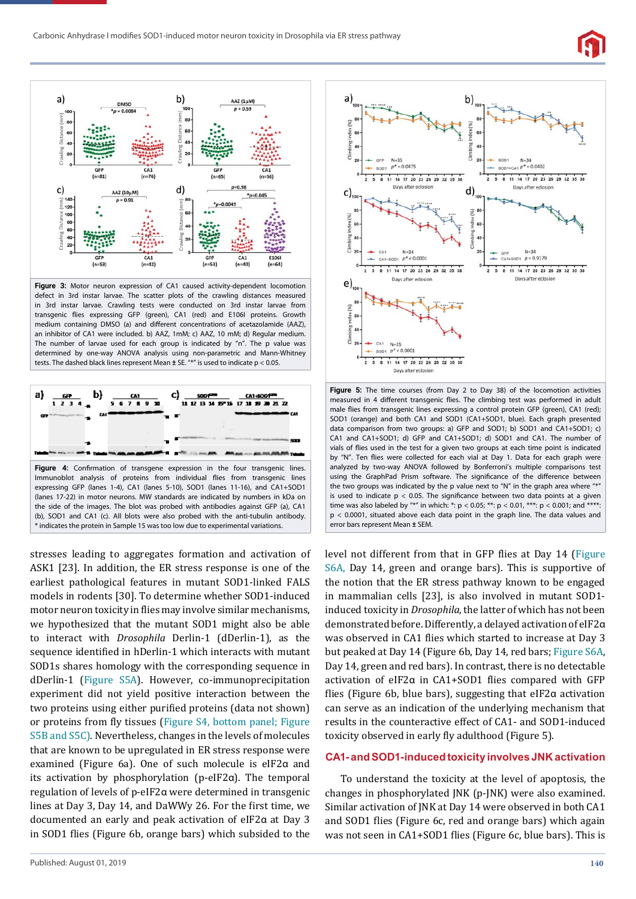**Figure 3:** Motor neuron expression of CA1 caused activity-dependent locomotion defect in 3rd instar larvae. The scatter plots of the crawling distances measured in 3rd instar larvae. Crawling tests were conducted on 3rd instar larvae from transgenic flies expressing GFP (green), CA1 (red) and E106I proteins. Growth medium containing DMSO (a) and different concentrations of acetazolamide (AAZ), an inhibitor of CA1 were included. b) AAZ, 1mM; c) AAZ, 10 mM; d) Regular medium. The number of larvae used for each group is indicated by "n". The p value was determined by one-way ANOVA analysis using non-parametric and Mann-Whitney tests. The dashed black lines represent Mean ± SE. "*" is used to indicate p < 0.05.

**Figure 4:** Confirmation of transgene expression in the four transgenic lines. Immunoblot analysis of proteins from individual flies from transgenic lines expressing GFP (lanes 1-4), CA1 (lanes 5-10), SOD1 (lanes 11-16), and CA1+SOD1 (lanes 17-22) in motor neurons. MW standards are indicated by numbers in kDa on the side of the images. The blot was probed with antibodies against GFP (a), CA1 (b), SOD1 and CA1 (c). All blots were also probed with the anti-tubulin antibody. * indicates the protein in Sample 15 was too low due to experimental variations.

**Figure 5:** The time courses (from Day 2 to Day 38) of the locomotion activities measured in 4 different transgenic flies. The climbing test was performed in adult male flies from transgenic lines expressing a control protein GFP (green), CA1 (red); SOD1 (orange) and both CA1 and SOD1 (CA1+SOD1, blue). Each graph presented data comparison from two groups: a) GFP and SOD1; b) SOD1 and CA1+SOD1; c) CA1 and CA1+SOD1; d) GFP and CA1+SOD1; d) SOD1 and CA1. The number of vials of flies used in the test for a given two groups at each time point is indicated by "N". Ten flies were collected for each vial at Day 1. Data for each graph were analyzed by two-way ANOVA followed by Bonferroni's multiple comparisons test using the GraphPad Prism software. The significance of the difference between the two groups was indicated by the p value next to "N" in the graph area where "*" is used to indicate p < 0.05. The significance between two data points at a given time was also labeled by "*" in which: *: p < 0.05; **: p < 0.01, ***: p < 0.001; and ****: p < 0.0001, situated above each data point in the graph line. The data values and error bars represent Mean ± SEM.

stresses leading to aggregates formation and activation of ASK1 [23]. In addition, the ER stress response is one of the earliest pathological features in mutant SOD1-linked FALS models in rodents [30]. To determine whether SOD1-induced motor neuron toxicity in flies may involve similar mechanisms, we hypothesized that the mutant SOD1 might also be able to interact with *Drosophila* Derlin-1 (dDerlin-1), as the sequence identified in hDerlin-1 which interacts with mutant SOD1s shares homology with the corresponding sequence in dDerlin-1 (Figure S5A). However, co-immunoprecipitation experiment did not yield positive interaction between the two proteins using either purified proteins (data not shown) or proteins from fly tissues (Figure S4, bottom panel; Figure S5B and S5C). Nevertheless, changes in the levels of molecules that are known to be upregulated in ER stress response were examined (Figure 6a). One of such molecule is eIF2α and its activation by phosphorylation (p-eIF2α). The temporal regulation of levels of p-eIF2α were determined in transgenic lines at Day 3, Day 14, and DaWWy 26. For the first time, we documented an early and peak activation of eIF2α at Day 3 in SOD1 flies (Figure 6b, orange bars) which subsided to the level not different from that in GFP flies at Day 14 (Figure S6A, Day 14, green and orange bars). This is supportive of the notion that the ER stress pathway known to be engaged in mammalian cells [23], is also involved in mutant SOD1-induced toxicity in *Drosophila*, the latter of which has not been demonstrated before. Differently, a delayed activation of eIF2α was observed in CA1 flies which started to increase at Day 3 but peaked at Day 14 (Figure 6b, Day 14, red bars; Figure S6A, Day 14, green and red bars). In contrast, there is no detectable activation of eIF2α in CA1+SOD1 flies compared with GFP flies (Figure 6b, blue bars), suggesting that eIF2α activation can serve as an indication of the underlying mechanism that results in the counteractive effect of CA1- and SOD1-induced toxicity observed in early fly adulthood (Figure 5).

## CA1- and SOD1-induced toxicity involves JNK activation

To understand the toxicity at the level of apoptosis, the changes in phosphorylated JNK (p-JNK) were also examined. Similar activation of JNK at Day 14 were observed in both CA1 and SOD1 flies (Figure 6c, red and orange bars) which again was not seen in CA1+SOD1 flies (Figure 6c, blue bars). This is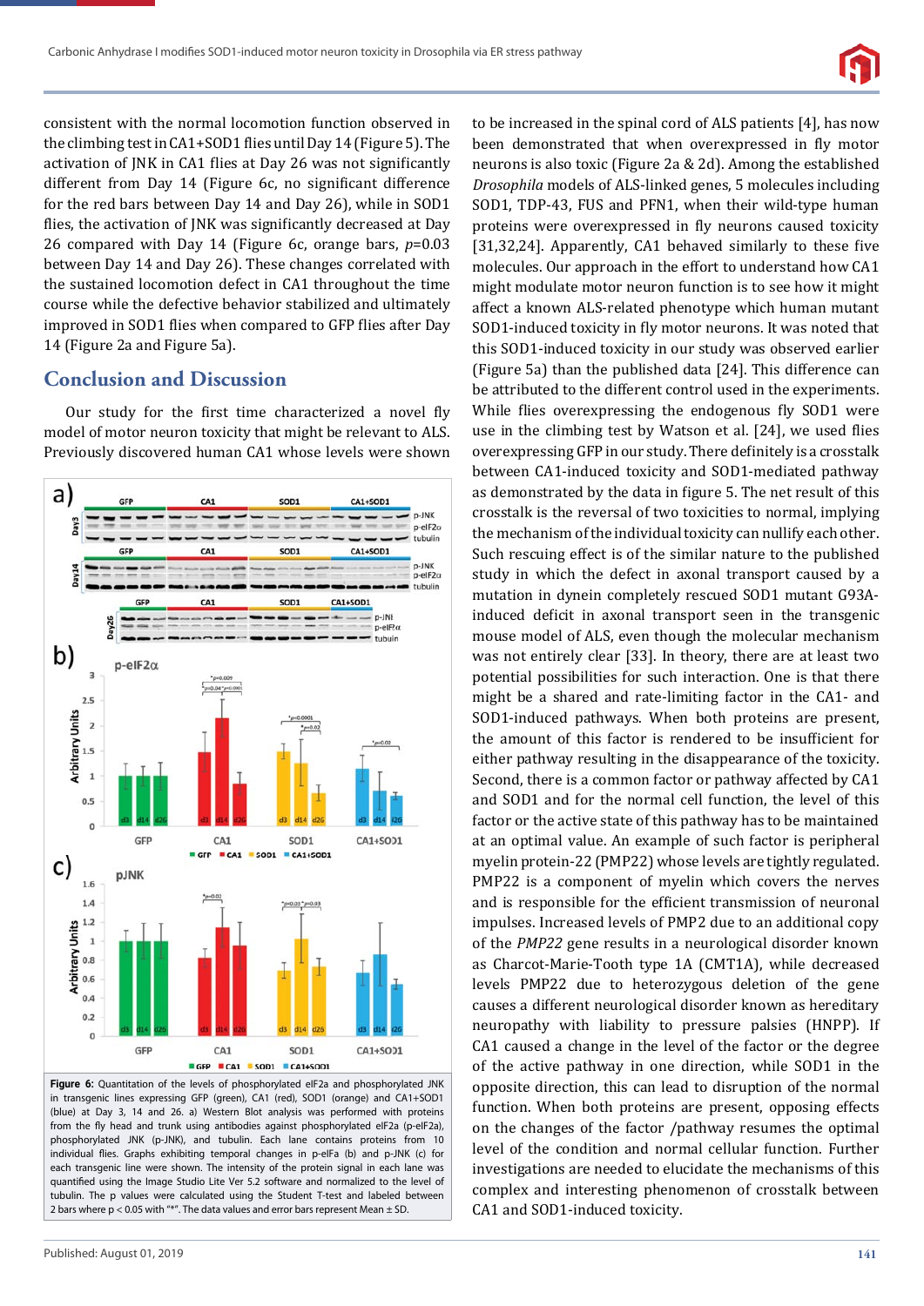consistent with the normal locomotion function observed in the climbing test in CA1+SOD1 flies until Day 14 (Figure 5). The activation of JNK in CA1 flies at Day 26 was not significantly different from Day 14 (Figure 6c, no significant difference for the red bars between Day 14 and Day 26), while in SOD1 flies, the activation of JNK was significantly decreased at Day 26 compared with Day 14 (Figure 6c, orange bars, $p$=0.03 between Day 14 and Day 26). These changes correlated with the sustained locomotion defect in CA1 throughout the time course while the defective behavior stabilized and ultimately improved in SOD1 flies when compared to GFP flies after Day 14 (Figure 2a and Figure 5a).

## Conclusion and Discussion

Our study for the first time characterized a novel fly model of motor neuron toxicity that might be relevant to ALS. Previously discovered human CA1 whose levels were shown to be increased in the spinal cord of ALS patients [4], has now been demonstrated that when overexpressed in fly motor neurons is also toxic (Figure 2a & 2d). Among the established *Drosophila* models of ALS-linked genes, 5 molecules including SOD1, TDP-43, FUS and PFN1, when their wild-type human proteins were overexpressed in fly neurons caused toxicity [31,32,24]. Apparently, CA1 behaved similarly to these five molecules. Our approach in the effort to understand how CA1 might modulate motor neuron function is to see how it might affect a known ALS-related phenotype which human mutant SOD1-induced toxicity in fly motor neurons. It was noted that this SOD1-induced toxicity in our study was observed earlier (Figure 5a) than the published data [24]. This difference can be attributed to the different control used in the experiments. While flies overexpressing the endogenous fly SOD1 were use in the climbing test by Watson et al. [24], we used flies overexpressing GFP in our study. There definitely is a crosstalk between CA1-induced toxicity and SOD1-mediated pathway as demonstrated by the data in figure 5. The net result of this crosstalk is the reversal of two toxicities to normal, implying the mechanism of the individual toxicity can nullify each other. Such rescuing effect is of the similar nature to the published study in which the defect in axonal transport caused by a mutation in dynein completely rescued SOD1 mutant G93A-induced deficit in axonal transport seen in the transgenic mouse model of ALS, even though the molecular mechanism was not entirely clear [33]. In theory, there are at least two potential possibilities for such interaction. One is that there might be a shared and rate-limiting factor in the CA1- and SOD1-induced pathways. When both proteins are present, the amount of this factor is rendered to be insufficient for either pathway resulting in the disappearance of the toxicity. Second, there is a common factor or pathway affected by CA1 and SOD1 and for the normal cell function, the level of this factor or the active state of this pathway has to be maintained at an optimal value. An example of such factor is peripheral myelin protein-22 (PMP22) whose levels are tightly regulated. PMP22 is a component of myelin which covers the nerves and is responsible for the efficient transmission of neuronal impulses. Increased levels of PMP2 due to an additional copy of the *PMP22* gene results in a neurological disorder known as Charcot-Marie-Tooth type 1A (CMT1A), while decreased levels PMP22 due to heterozygous deletion of the gene causes a different neurological disorder known as hereditary neuropathy with liability to pressure palsies (HNPP). If CA1 caused a change in the level of the factor or the degree of the active pathway in one direction, while SOD1 in the opposite direction, this can lead to disruption of the normal function. When both proteins are present, opposing effects on the changes of the factor /pathway resumes the optimal level of the condition and normal cellular function. Further investigations are needed to elucidate the mechanisms of this complex and interesting phenomenon of crosstalk between CA1 and SOD1-induced toxicity.

**Figure 6:** Quantitation of the levels of phosphorylated eIF2a and phosphorylated JNK in transgenic lines expressing GFP (green), CA1 (red), SOD1 (orange) and CA1+SOD1 (blue) at Day 3, 14 and 26. a) Western Blot analysis was performed with proteins from the fly head and trunk using antibodies against phosphorylated eIF2a (p-eIF2a), phosphorylated JNK (p-JNK), and tubulin. Each lane contains proteins from 10 individual flies. Graphs exhibiting temporal changes in p-eIFa (b) and p-JNK (c) for each transgenic line were shown. The intensity of the protein signal in each lane was quantified using the Image Studio Lite Ver 5.2 software and normalized to the level of tubulin. The p values were calculated using the Student T-test and labeled between 2 bars where p < 0.05 with "*". The data values and error bars represent Mean ± SD.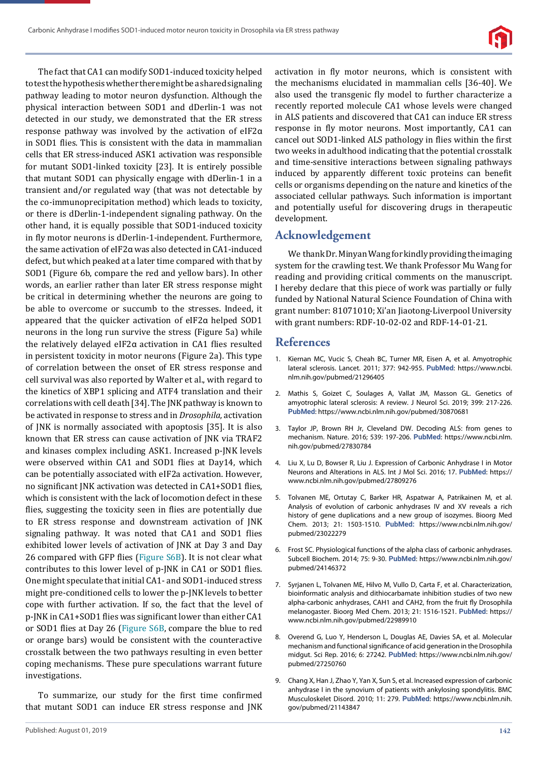The fact that CA1 can modify SOD1-induced toxicity helped to test the hypothesis whether there might be a shared signaling pathway leading to motor neuron dysfunction. Although the physical interaction between SOD1 and dDerlin-1 was not detected in our study, we demonstrated that the ER stress response pathway was involved by the activation of eIF2α in SOD1 flies. This is consistent with the data in mammalian cells that ER stress-induced ASK1 activation was responsible for mutant SOD1-linked toxicity [23]. It is entirely possible that mutant SOD1 can physically engage with dDerlin-1 in a transient and/or regulated way (that was not detectable by the co-immunoprecipitation method) which leads to toxicity, or there is dDerlin-1-independent signaling pathway. On the other hand, it is equally possible that SOD1-induced toxicity in fly motor neurons is dDerlin-1-independent. Furthermore, the same activation of eIF2α was also detected in CA1-induced defect, but which peaked at a later time compared with that by SOD1 (Figure 6b, compare the red and yellow bars). In other words, an earlier rather than later ER stress response might be critical in determining whether the neurons are going to be able to overcome or succumb to the stresses. Indeed, it appeared that the quicker activation of eIF2α helped SOD1 neurons in the long run survive the stress (Figure 5a) while the relatively delayed eIF2α activation in CA1 flies resulted in persistent toxicity in motor neurons (Figure 2a). This type of correlation between the onset of ER stress response and cell survival was also reported by Walter et al., with regard to the kinetics of XBP1 splicing and ATF4 translation and their correlations with cell death [34]. The JNK pathway is known to be activated in response to stress and in *Drosophila*, activation of JNK is normally associated with apoptosis [35]. It is also known that ER stress can cause activation of JNK via TRAF2 and kinases complex including ASK1. Increased p-JNK levels were observed within CA1 and SOD1 flies at Day14, which can be potentially associated with eIF2a activation. However, no significant JNK activation was detected in CA1+SOD1 flies, which is consistent with the lack of locomotion defect in these flies, suggesting the toxicity seen in flies are potentially due to ER stress response and downstream activation of JNK signaling pathway. It was noted that CA1 and SOD1 flies exhibited lower levels of activation of JNK at Day 3 and Day 26 compared with GFP flies (Figure S6B). It is not clear what contributes to this lower level of p-JNK in CA1 or SOD1 flies. One might speculate that initial CA1- and SOD1-induced stress might pre-conditioned cells to lower the p-JNK levels to better cope with further activation. If so, the fact that the level of p-JNK in CA1+SOD1 flies was significant lower than either CA1 or SOD1 flies at Day 26 (Figure S6B, compare the blue to red or orange bars) would be consistent with the counteractive crosstalk between the two pathways resulting in even better coping mechanisms. These pure speculations warrant future investigations.

To summarize, our study for the first time confirmed that mutant SOD1 can induce ER stress response and JNK activation in fly motor neurons, which is consistent with the mechanisms elucidated in mammalian cells [36-40]. We also used the transgenic fly model to further characterize a recently reported molecule CA1 whose levels were changed in ALS patients and discovered that CA1 can induce ER stress response in fly motor neurons. Most importantly, CA1 can cancel out SOD1-linked ALS pathology in flies within the first two weeks in adulthood indicating that the potential crosstalk and time-sensitive interactions between signaling pathways induced by apparently different toxic proteins can benefit cells or organisms depending on the nature and kinetics of the associated cellular pathways. Such information is important and potentially useful for discovering drugs in therapeutic development.

## Acknowledgement

We thank Dr. Minyan Wang for kindly providing the imaging system for the crawling test. We thank Professor Mu Wang for reading and providing critical comments on the manuscript. I hereby declare that this piece of work was partially or fully funded by National Natural Science Foundation of China with grant number: 81071010; Xi'an Jiaotong-Liverpool University with grant numbers: RDF-10-02-02 and RDF-14-01-21.

## References

1. Kiernan MC, Vucic S, Cheah BC, Turner MR, Eisen A, et al. Amyotrophic lateral sclerosis. Lancet. 2011; 377: 942-955. **PubMed**: https://www.ncbi.nlm.nih.gov/pubmed/21296405
2. Mathis S, Goizet C, Soulages A, Vallat JM, Masson GL. Genetics of amyotrophic lateral sclerosis: A review. J Neurol Sci. 2019; 399: 217-226. **PubMed**: https://www.ncbi.nlm.nih.gov/pubmed/30870681
3. Taylor JP, Brown RH Jr, Cleveland DW. Decoding ALS: from genes to mechanism. Nature. 2016; 539: 197-206. **PubMed**: https://www.ncbi.nlm.nih.gov/pubmed/27830784
4. Liu X, Lu D, Bowser R, Liu J. Expression of Carbonic Anhydrase I in Motor Neurons and Alterations in ALS. Int J Mol Sci. 2016; 17. **PubMed**: https://www.ncbi.nlm.nih.gov/pubmed/27809276
5. Tolvanen ME, Ortutay C, Barker HR, Aspatwar A, Patrikainen M, et al. Analysis of evolution of carbonic anhydrases IV and XV reveals a rich history of gene duplications and a new group of isozymes. Bioorg Med Chem. 2013; 21: 1503-1510. **PubMed:** https://www.ncbi.nlm.nih.gov/pubmed/23022279
6. Frost SC. Physiological functions of the alpha class of carbonic anhydrases. Subcell Biochem. 2014; 75: 9-30. **PubMed**: https://www.ncbi.nlm.nih.gov/pubmed/24146372
7. Syrjanen L, Tolvanen ME, Hilvo M, Vullo D, Carta F, et al. Characterization, bioinformatic analysis and dithiocarbamate inhibition studies of two new alpha-carbonic anhydrases, CAH1 and CAH2, from the fruit fly Drosophila melanogaster. Bioorg Med Chem. 2013; 21: 1516-1521. **PubMed**: https://www.ncbi.nlm.nih.gov/pubmed/22989910
8. Overend G, Luo Y, Henderson L, Douglas AE, Davies SA, et al. Molecular mechanism and functional significance of acid generation in the Drosophila midgut. Sci Rep. 2016; 6: 27242. **PubMed**: https://www.ncbi.nlm.nih.gov/pubmed/27250760
9. Chang X, Han J, Zhao Y, Yan X, Sun S, et al. Increased expression of carbonic anhydrase I in the synovium of patients with ankylosing spondylitis. BMC Musculoskelet Disord. 2010; 11: 279. **PubMed**: https://www.ncbi.nlm.nih.gov/pubmed/21143847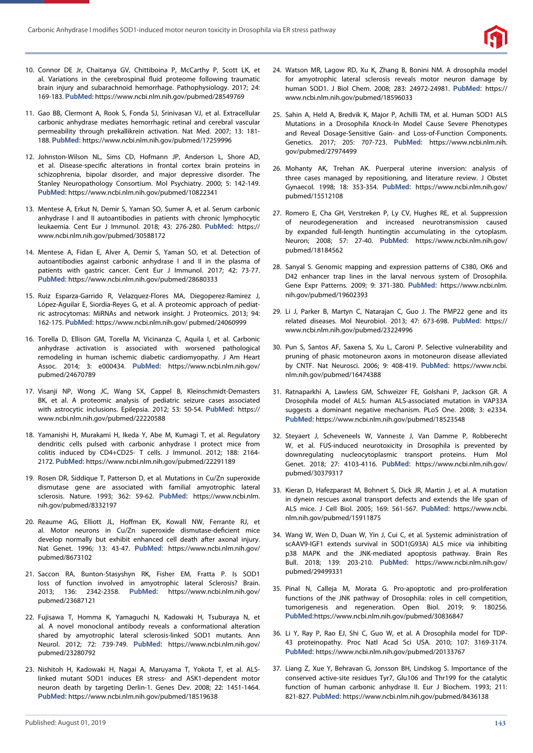10. Connor DE Jr, Chaitanya GV, Chittiboina P, McCarthy P, Scott LK, et al. Variations in the cerebrospinal fluid proteome following traumatic brain injury and subarachnoid hemorrhage. Pathophysiology. 2017; 24: 169-183. **PubMed:** https://www.ncbi.nlm.nih.gov/pubmed/28549769

11. Gao BB, Clermont A, Rook S, Fonda SJ, Srinivasan VJ, et al. Extracellular carbonic anhydrase mediates hemorrhagic retinal and cerebral vascular permeability through prekallikrein activation. Nat Med. 2007; 13: 181-188. **PubMed:** https://www.ncbi.nlm.nih.gov/pubmed/17259996

12. Johnston-Wilson NL, Sims CD, Hofmann JP, Anderson L, Shore AD, et al. Disease-specific alterations in frontal cortex brain proteins in schizophrenia, bipolar disorder, and major depressive disorder. The Stanley Neuropathology Consortium. Mol Psychiatry. 2000; 5: 142-149. **PubMed:** https://www.ncbi.nlm.nih.gov/pubmed/10822341

13. Mentese A, Erkut N, Demir S, Yaman SO, Sumer A, et al. Serum carbonic anhydrase I and II autoantibodies in patients with chronic lymphocytic leukaemia. Cent Eur J Immunol. 2018; 43: 276-280. **PubMed:** https://www.ncbi.nlm.nih.gov/pubmed/30588172

14. Mentese A, Fidan E, Alver A, Demir S, Yaman SO, et al. Detection of autoantibodies against carbonic anhydrase I and II in the plasma of patients with gastric cancer. Cent Eur J Immunol. 2017; 42: 73-77. **PubMed:** https://www.ncbi.nlm.nih.gov/pubmed/28680333

15. Ruiz Esparza-Garrido R, Velazquez-Flores MA, Diegoperez-Ramirez J, López-Aguilar E, Siordia-Reyes G, et al. A proteomic approach of pediatric astrocytomas: MiRNAs and network insight. J Proteomics. 2013; 94: 162-175. **PubMed:** https://www.ncbi.nlm.nih.gov/ pubmed/24060999

16. Torella D, Ellison GM, Torella M, Vicinanza C, Aquila I, et al. Carbonic anhydrase activation is associated with worsened pathological remodeling in human ischemic diabetic cardiomyopathy. J Am Heart Assoc. 2014; 3: e000434. **PubMed:** https://www.ncbi.nlm.nih.gov/pubmed/24670789

17. Visanji NP, Wong JC, Wang SX, Cappel B, Kleinschmidt-Demasters BK, et al. A proteomic analysis of pediatric seizure cases associated with astrocytic inclusions. Epilepsia. 2012; 53: 50-54. **PubMed:** https://www.ncbi.nlm.nih.gov/pubmed/22220588

18. Yamanishi H, Murakami H, Ikeda Y, Abe M, Kumagi T, et al. Regulatory dendritic cells pulsed with carbonic anhydrase I protect mice from colitis induced by CD4+CD25- T cells. J Immunol. 2012; 188: 2164-2172. **PubMed:** https://www.ncbi.nlm.nih.gov/pubmed/22291189

19. Rosen DR, Siddique T, Patterson D, et al. Mutations in Cu/Zn superoxide dismutase gene are associated with familial amyotrophic lateral sclerosis. Nature. 1993; 362: 59-62. **PubMed:** https://www.ncbi.nlm.nih.gov/pubmed/8332197

20. Reaume AG, Elliott JL, Hoffman EK, Kowall NW, Ferrante RJ, et al. Motor neurons in Cu/Zn superoxide dismutase-deficient mice develop normally but exhibit enhanced cell death after axonal injury. Nat Genet. 1996; 13: 43-47. **PubMed:** https://www.ncbi.nlm.nih.gov/pubmed/8673102

21. Saccon RA, Bunton-Stasyshyn RK, Fisher EM, Fratta P. Is SOD1 loss of function involved in amyotrophic lateral Sclerosis? Brain. 2013; 136: 2342-2358. **PubMed:** https://www.ncbi.nlm.nih.gov/pubmed/23687121

22. Fujisawa T, Homma K, Yamaguchi N, Kadowaki H, Tsuburaya N, et al. A novel monoclonal antibody reveals a conformational alteration shared by amyotrophic lateral sclerosis-linked SOD1 mutants. Ann Neurol. 2012; 72: 739-749. **PubMed:** https://www.ncbi.nlm.nih.gov/pubmed/23280792

23. Nishitoh H, Kadowaki H, Nagai A, Maruyama T, Yokota T, et al. ALS-linked mutant SOD1 induces ER stress- and ASK1-dependent motor neuron death by targeting Derlin-1. Genes Dev. 2008; 22: 1451-1464. **PubMed:** https://www.ncbi.nlm.nih.gov/pubmed/18519638

24. Watson MR, Lagow RD, Xu K, Zhang B, Bonini NM. A drosophila model for amyotrophic lateral sclerosis reveals motor neuron damage by human SOD1. J Biol Chem. 2008; 283: 24972-24981. **PubMed:** https://www.ncbi.nlm.nih.gov/pubmed/18596033

25. Sahin A, Held A, Bredvik K, Major P, Achilli TM, et al. Human SOD1 ALS Mutations in a Drosophila Knock-In Model Cause Severe Phenotypes and Reveal Dosage-Sensitive Gain- and Loss-of-Function Components. Genetics. 2017; 205: 707-723. **PubMed:** https://www.ncbi.nlm.nih.gov/pubmed/27974499

26. Mohanty AK, Trehan AK. Puerperal uterine inversion: analysis of three cases managed by repositioning, and literature review. J Obstet Gynaecol. 1998; 18: 353-354. **PubMed:** https://www.ncbi.nlm.nih.gov/pubmed/15512108

27. Romero E, Cha GH, Verstreken P, Ly CV, Hughes RE, et al. Suppression of neurodegeneration and increased neurotransmission caused by expanded full-length huntingtin accumulating in the cytoplasm. Neuron; 2008; 57: 27-40. **PubMed:** https://www.ncbi.nlm.nih.gov/pubmed/18184562

28. Sanyal S. Genomic mapping and expression patterns of C380, OK6 and D42 enhancer trap lines in the larval nervous system of Drosophila. Gene Expr Patterns. 2009; 9: 371-380. **PubMed:** https://www.ncbi.nlm.nih.gov/pubmed/19602393

29. Li J, Parker B, Martyn C, Natarajan C, Guo J. The PMP22 gene and its related diseases. Mol Neurobiol. 2013; 47: 673-698. **PubMed:** https://www.ncbi.nlm.nih.gov/pubmed/23224996

30. Pun S, Santos AF, Saxena S, Xu L, Caroni P. Selective vulnerability and pruning of phasic motoneuron axons in motoneuron disease alleviated by CNTF. Nat Neurosci. 2006; 9: 408-419. **PubMed:** https://www.ncbi.nlm.nih.gov/pubmed/16474388

31. Ratnaparkhi A, Lawless GM, Schweizer FE, Golshani P, Jackson GR. A Drosophila model of ALS: human ALS-associated mutation in VAP33A suggests a dominant negative mechanism. PLoS One. 2008; 3: e2334. **PubMed:** https://www.ncbi.nlm.nih.gov/pubmed/18523548

32. Steyaert J, Scheveneels W, Vanneste J, Van Damme P, Robberecht W, et al. FUS-induced neurotoxicity in Drosophila is prevented by downregulating nucleocytoplasmic transport proteins. Hum Mol Genet. 2018; 27: 4103-4116. **PubMed:** https://www.ncbi.nlm.nih.gov/pubmed/30379317

33. Kieran D, Hafezparast M, Bohnert S, Dick JR, Martin J, et al. A mutation in dynein rescues axonal transport defects and extends the life span of ALS mice. J Cell Biol. 2005; 169: 561-567. **PubMed:** https://www.ncbi.nlm.nih.gov/pubmed/15911875

34. Wang W, Wen D, Duan W, Yin J, Cui C, et al. Systemic administration of scAAV9-IGF1 extends survival in SOD1(G93A) ALS mice via inhibiting p38 MAPK and the JNK-mediated apoptosis pathway. Brain Res Bull. 2018; 139: 203-210. **PubMed:** https://www.ncbi.nlm.nih.gov/pubmed/29499331

35. Pinal N, Calleja M, Morata G. Pro-apoptotic and pro-proliferation functions of the JNK pathway of Drosophila: roles in cell competition, tumorigenesis and regeneration. Open Biol. 2019; 9: 180256. **PubMed:**https://www.ncbi.nlm.nih.gov/pubmed/30836847

36. Li Y, Ray P, Rao EJ, Shi C, Guo W, et al. A Drosophila model for TDP-43 proteinopathy. Proc Natl Acad Sci USA. 2010; 107: 3169-3174. **PubMed:** https://www.ncbi.nlm.nih.gov/pubmed/20133767

37. Liang Z, Xue Y, Behravan G, Jonsson BH, Lindskog S. Importance of the conserved active-site residues Tyr7, Glu106 and Thr199 for the catalytic function of human carbonic anhydrase II. Eur J Biochem. 1993; 211: 821-827. **PubMed:** https://www.ncbi.nlm.nih.gov/pubmed/8436138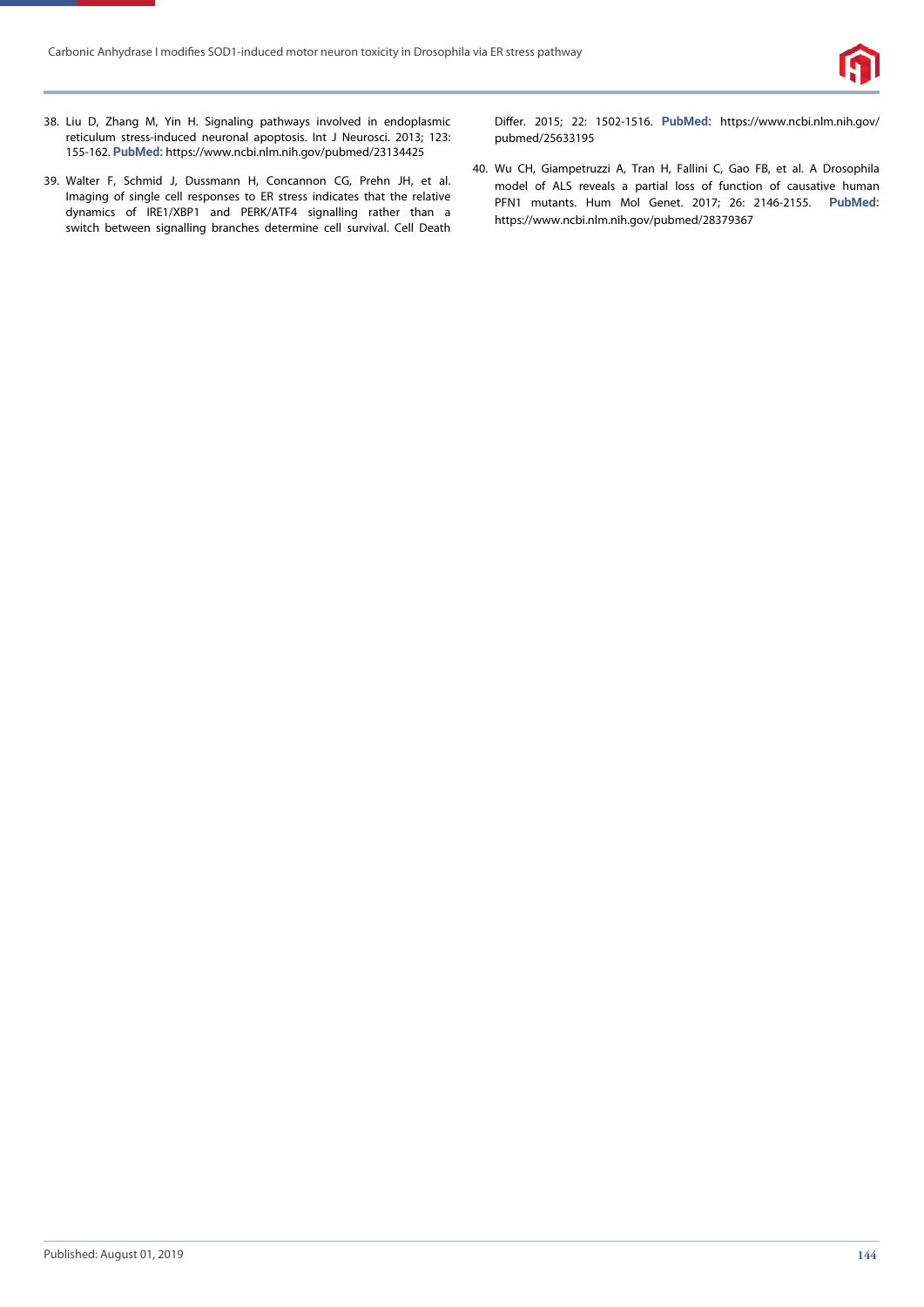38. Liu D, Zhang M, Yin H. Signaling pathways involved in endoplasmic reticulum stress-induced neuronal apoptosis. Int J Neurosci. 2013; 123: 155-162. **PubMed:** https://www.ncbi.nlm.nih.gov/pubmed/23134425

39. Walter F, Schmid J, Dussmann H, Concannon CG, Prehn JH, et al. Imaging of single cell responses to ER stress indicates that the relative dynamics of IRE1/XBP1 and PERK/ATF4 signalling rather than a switch between signalling branches determine cell survival. Cell Death Differ. 2015; 22: 1502-1516. **PubMed:** https://www.ncbi.nlm.nih.gov/pubmed/25633195

40. Wu CH, Giampetruzzi A, Tran H, Fallini C, Gao FB, et al. A Drosophila model of ALS reveals a partial loss of function of causative human PFN1 mutants. Hum Mol Genet. 2017; 26: 2146-2155. **PubMed:** https://www.ncbi.nlm.nih.gov/pubmed/28379367